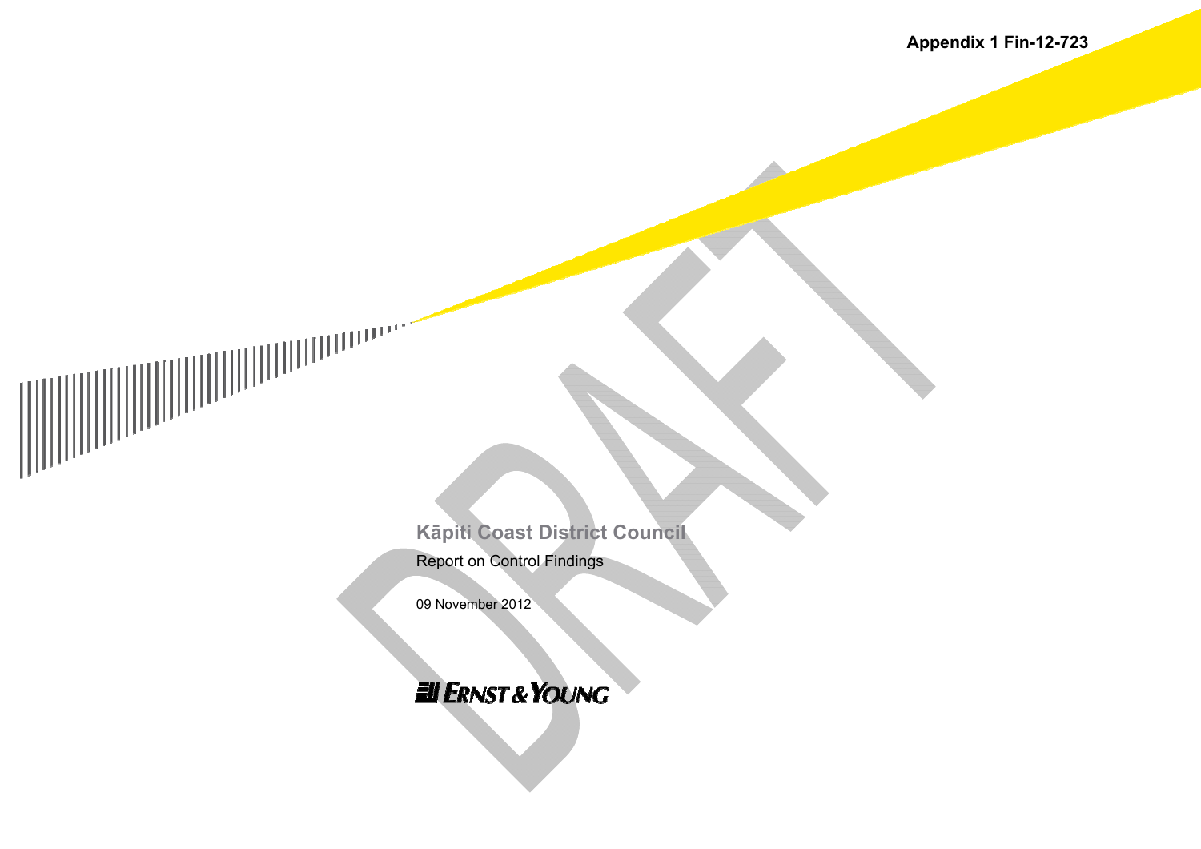**Appendix 1 Fin-12-723**

# Kāpiti Coast District Council

## Report on Control Findings

09 November 2012

Ernst & Young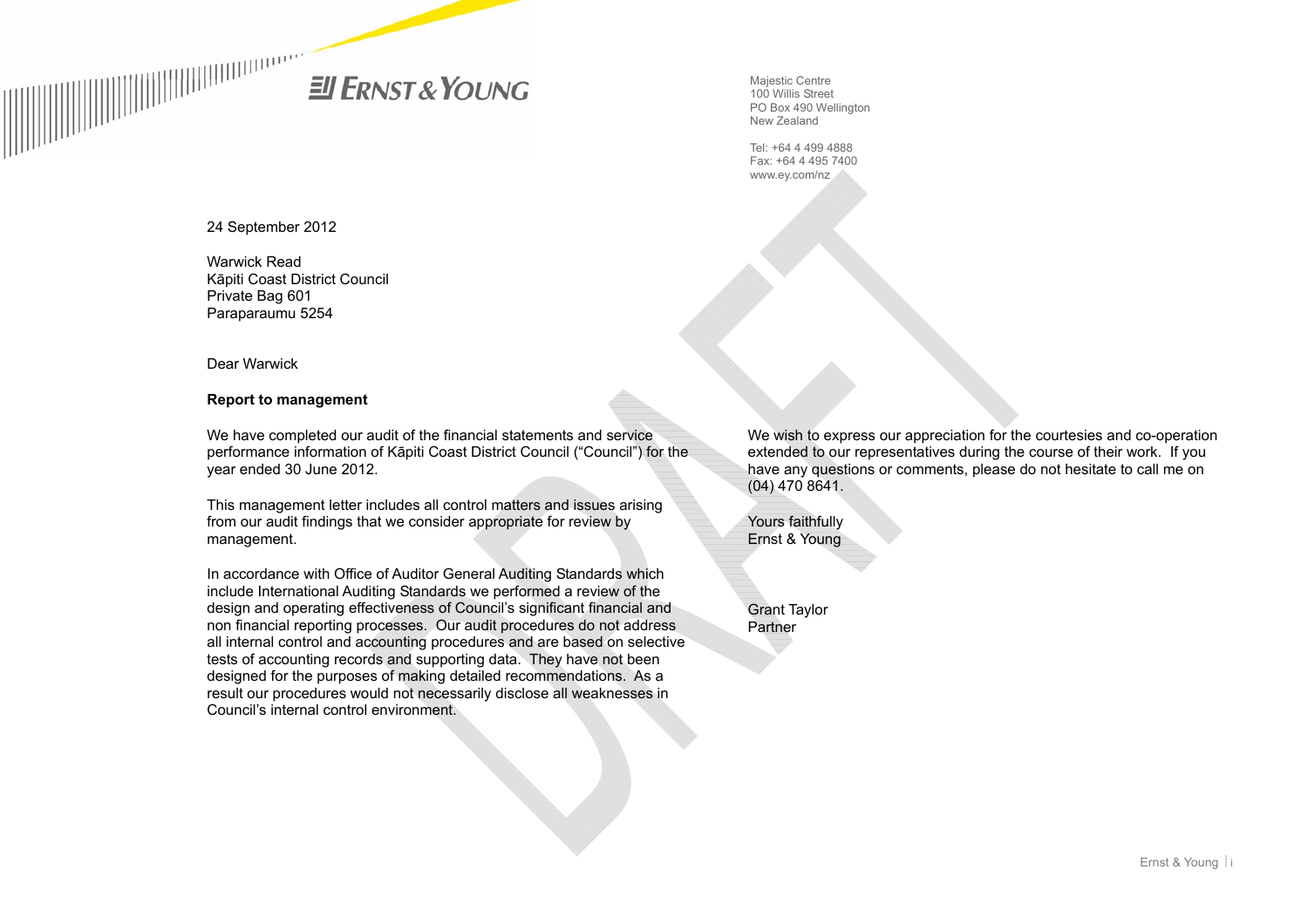Majestic Centre
100 Willis Street
PO Box 490 Wellington
New Zealand

Tel: +64 4 499 4888
Fax: +64 4 495 7400
www.ey.com/nz

24 September 2012

Warwick Read
Kāpiti Coast District Council
Private Bag 601
Paraparaumu 5254

Dear Warwick

**Report to management**

We have completed our audit of the financial statements and service performance information of Kāpiti Coast District Council ("Council") for the year ended 30 June 2012.

This management letter includes all control matters and issues arising from our audit findings that we consider appropriate for review by management.

In accordance with Office of Auditor General Auditing Standards which include International Auditing Standards we performed a review of the design and operating effectiveness of Council's significant financial and non financial reporting processes. Our audit procedures do not address all internal control and accounting procedures and are based on selective tests of accounting records and supporting data. They have not been designed for the purposes of making detailed recommendations. As a result our procedures would not necessarily disclose all weaknesses in Council's internal control environment.

We wish to express our appreciation for the courtesies and co-operation extended to our representatives during the course of their work. If you have any questions or comments, please do not hesitate to call me on (04) 470 8641.

Yours faithfully
Ernst & Young

Grant Taylor
Partner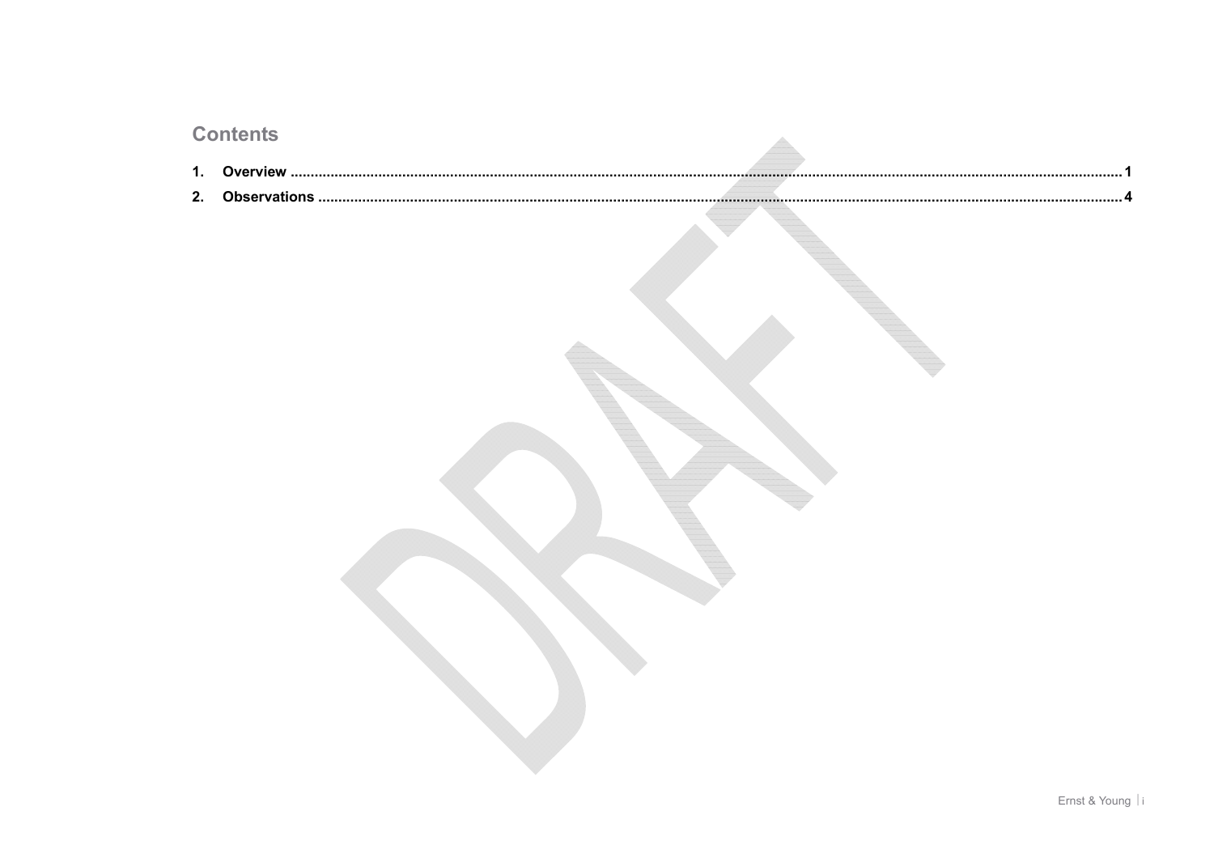## Contents

1. Overview ........................................................................................................ 1
2. Observations .................................................................................................. 4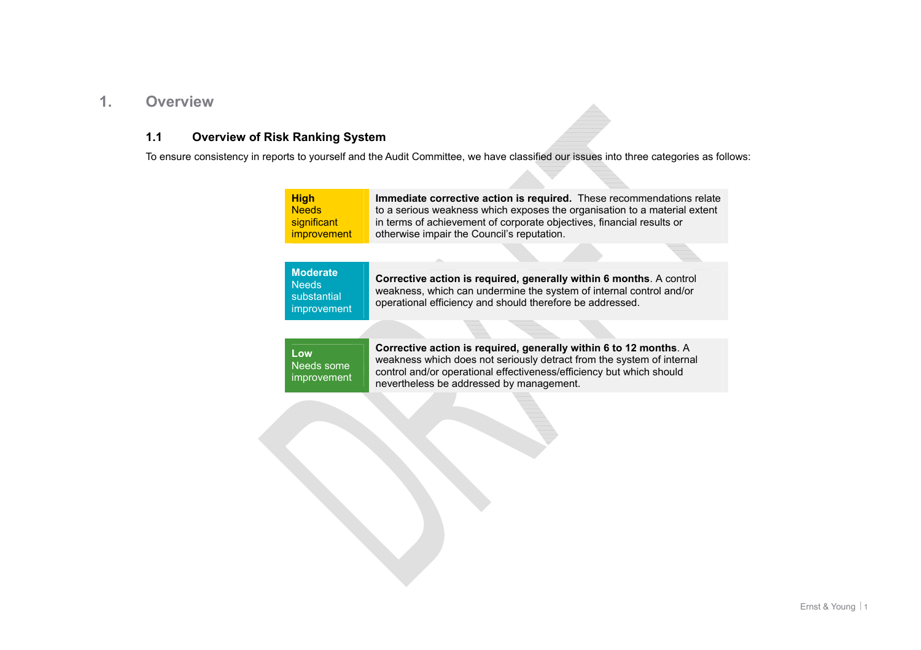# 1. Overview

## 1.1 Overview of Risk Ranking System

To ensure consistency in reports to yourself and the Audit Committee, we have classified our issues into three categories as follows:

| Rating | Description |
| --- | --- |
| **High** Needs significant improvement | **Immediate corrective action is required.** These recommendations relate to a serious weakness which exposes the organisation to a material extent in terms of achievement of corporate objectives, financial results or otherwise impair the Council's reputation. |
| **Moderate** Needs substantial improvement | **Corrective action is required, generally within 6 months**. A control weakness, which can undermine the system of internal control and/or operational efficiency and should therefore be addressed. |
| **Low** Needs some improvement | **Corrective action is required, generally within 6 to 12 months**. A weakness which does not seriously detract from the system of internal control and/or operational effectiveness/efficiency but which should nevertheless be addressed by management. |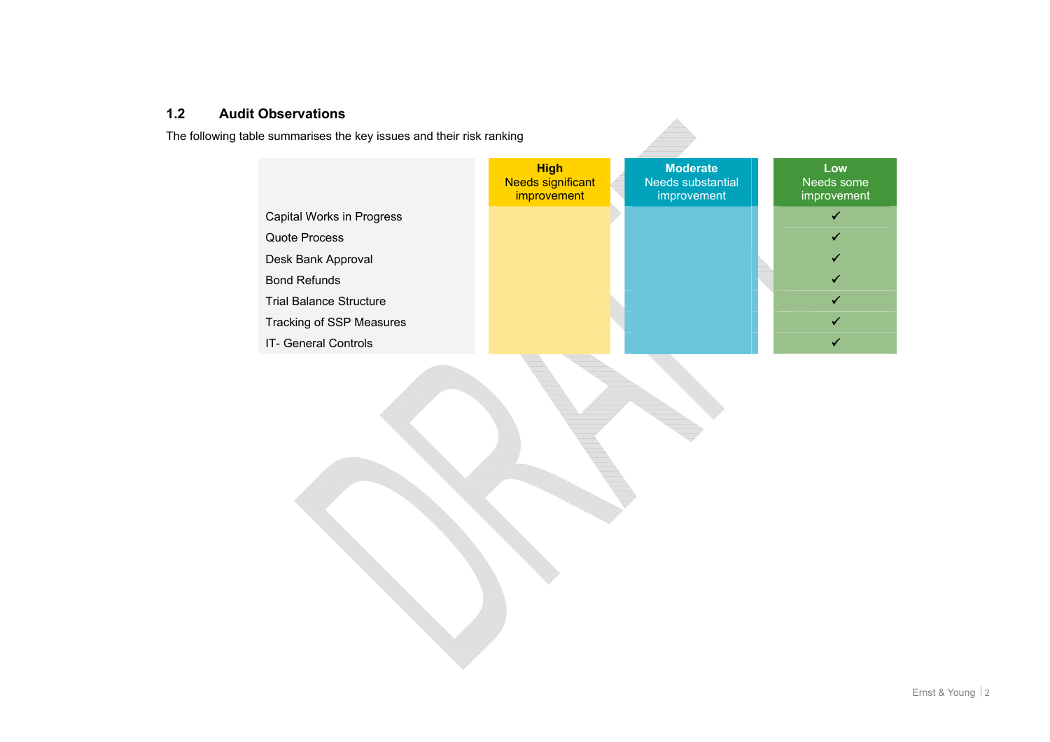## 1.2 Audit Observations

The following table summarises the key issues and their risk ranking

| | **High** Needs significant improvement | **Moderate** Needs substantial improvement | **Low** Needs some improvement |
|---|---|---|---|
| Capital Works in Progress | | | ✓ |
| Quote Process | | | ✓ |
| Desk Bank Approval | | | ✓ |
| Bond Refunds | | | ✓ |
| Trial Balance Structure | | | ✓ |
| Tracking of SSP Measures | | | ✓ |
| IT- General Controls | | | ✓ |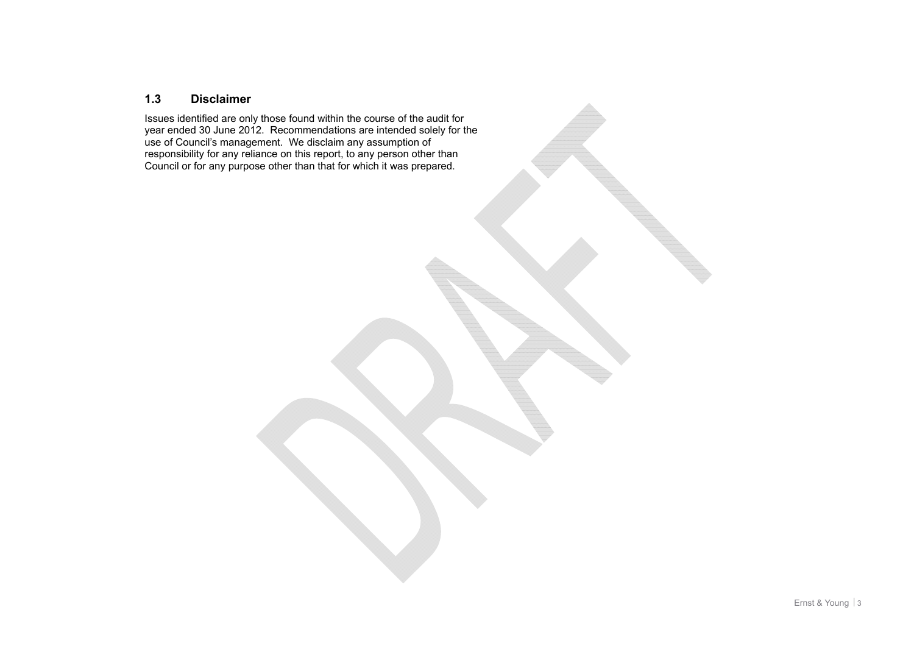### 1.3 Disclaimer

Issues identified are only those found within the course of the audit for year ended 30 June 2012. Recommendations are intended solely for the use of Council's management. We disclaim any assumption of responsibility for any reliance on this report, to any person other than Council or for any purpose other than that for which it was prepared.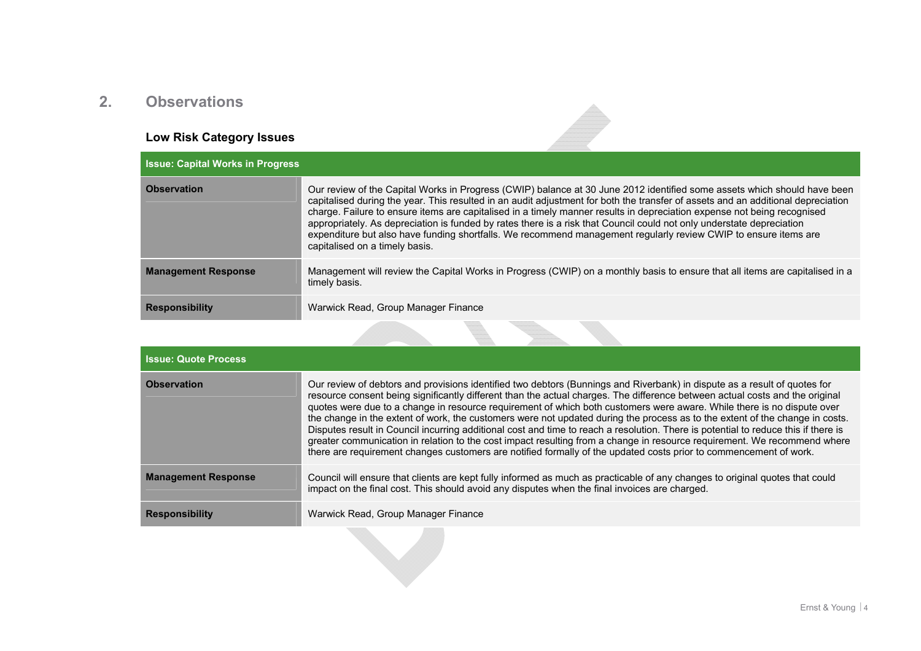## 2. Observations

### Low Risk Category Issues

| Issue: Capital Works in Progress | |
|---|---|
| **Observation** | Our review of the Capital Works in Progress (CWIP) balance at 30 June 2012 identified some assets which should have been capitalised during the year. This resulted in an audit adjustment for both the transfer of assets and an additional depreciation charge. Failure to ensure items are capitalised in a timely manner results in depreciation expense not being recognised appropriately. As depreciation is funded by rates there is a risk that Council could not only understate depreciation expenditure but also have funding shortfalls. We recommend management regularly review CWIP to ensure items are capitalised on a timely basis. |
| **Management Response** | Management will review the Capital Works in Progress (CWIP) on a monthly basis to ensure that all items are capitalised in a timely basis. |
| **Responsibility** | Warwick Read, Group Manager Finance |

| Issue: Quote Process | |
|---|---|
| **Observation** | Our review of debtors and provisions identified two debtors (Bunnings and Riverbank) in dispute as a result of quotes for resource consent being significantly different than the actual charges. The difference between actual costs and the original quotes were due to a change in resource requirement of which both customers were aware. While there is no dispute over the change in the extent of work, the customers were not updated during the process as to the extent of the change in costs. Disputes result in Council incurring additional cost and time to reach a resolution. There is potential to reduce this if there is greater communication in relation to the cost impact resulting from a change in resource requirement. We recommend where there are requirement changes customers are notified formally of the updated costs prior to commencement of work. |
| **Management Response** | Council will ensure that clients are kept fully informed as much as practicable of any changes to original quotes that could impact on the final cost. This should avoid any disputes when the final invoices are charged. |
| **Responsibility** | Warwick Read, Group Manager Finance |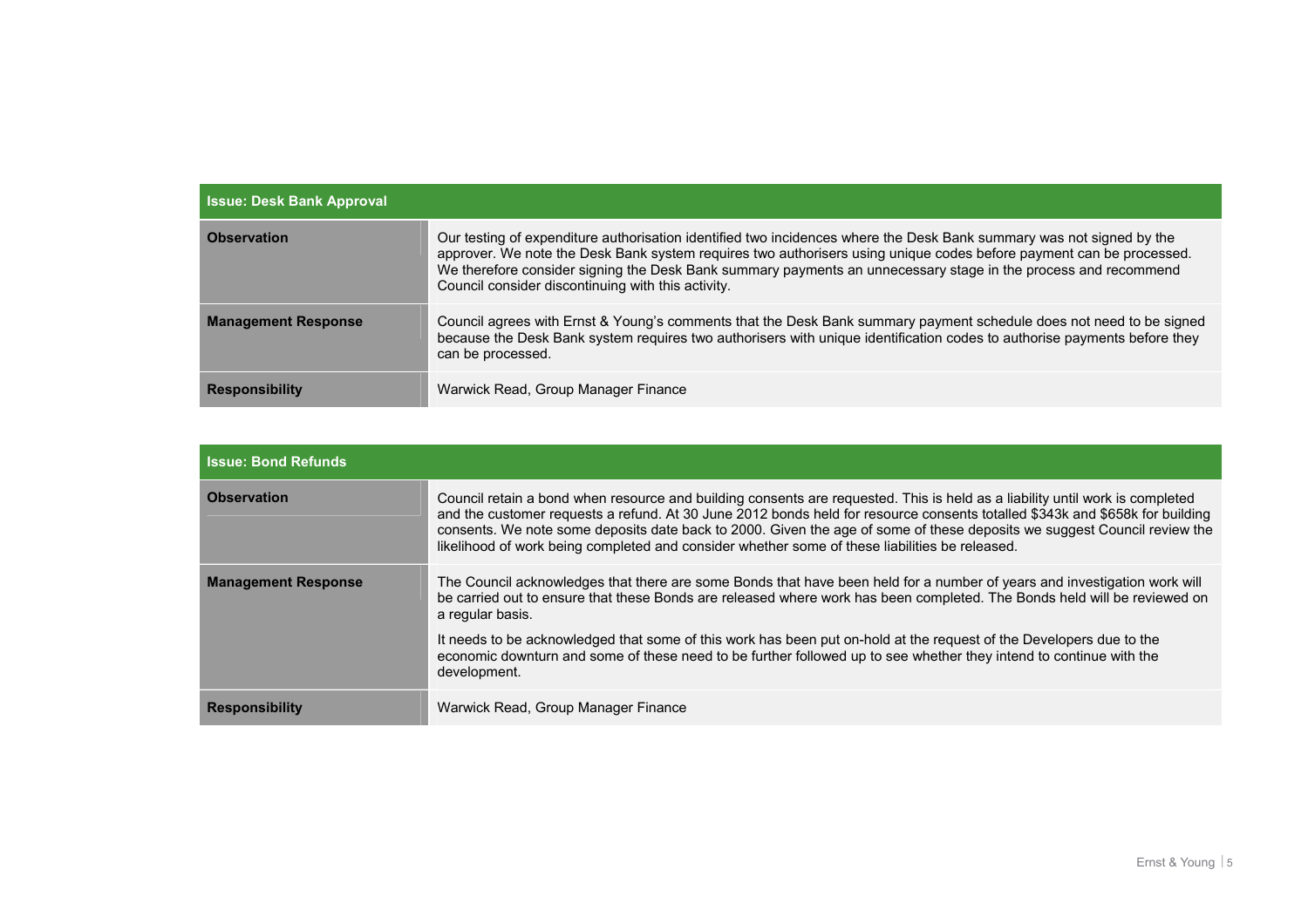| Issue: Desk Bank Approval | |
|---|---|
| **Observation** | Our testing of expenditure authorisation identified two incidences where the Desk Bank summary was not signed by the approver. We note the Desk Bank system requires two authorisers using unique codes before payment can be processed. We therefore consider signing the Desk Bank summary payments an unnecessary stage in the process and recommend Council consider discontinuing with this activity. |
| **Management Response** | Council agrees with Ernst & Young's comments that the Desk Bank summary payment schedule does not need to be signed because the Desk Bank system requires two authorisers with unique identification codes to authorise payments before they can be processed. |
| **Responsibility** | Warwick Read, Group Manager Finance |

| Issue: Bond Refunds | |
|---|---|
| **Observation** | Council retain a bond when resource and building consents are requested. This is held as a liability until work is completed and the customer requests a refund. At 30 June 2012 bonds held for resource consents totalled $343k and $658k for building consents. We note some deposits date back to 2000. Given the age of some of these deposits we suggest Council review the likelihood of work being completed and consider whether some of these liabilities be released. |
| **Management Response** | The Council acknowledges that there are some Bonds that have been held for a number of years and investigation work will be carried out to ensure that these Bonds are released where work has been completed. The Bonds held will be reviewed on a regular basis.<br><br>It needs to be acknowledged that some of this work has been put on-hold at the request of the Developers due to the economic downturn and some of these need to be further followed up to see whether they intend to continue with the development. |
| **Responsibility** | Warwick Read, Group Manager Finance |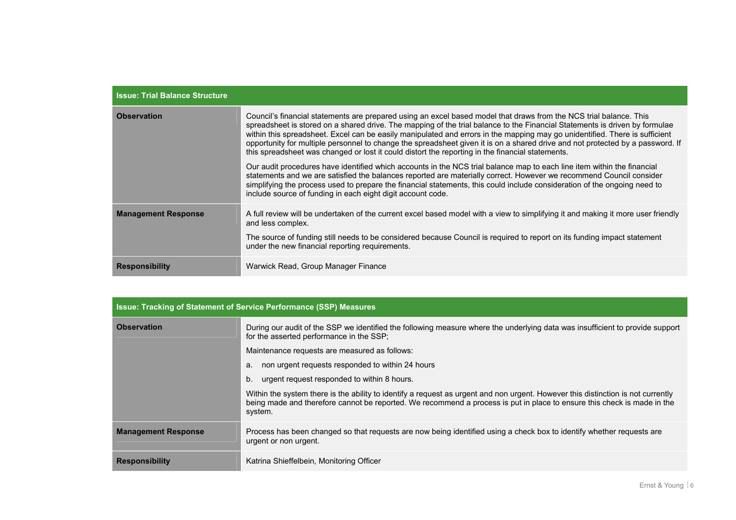| Issue: Trial Balance Structure | |
|---|---|
| **Observation** | Council's financial statements are prepared using an excel based model that draws from the NCS trial balance. This spreadsheet is stored on a shared drive. The mapping of the trial balance to the Financial Statements is driven by formulae within this spreadsheet. Excel can be easily manipulated and errors in the mapping may go unidentified. There is sufficient opportunity for multiple personnel to change the spreadsheet given it is on a shared drive and not protected by a password. If this spreadsheet was changed or lost it could distort the reporting in the financial statements.<br><br>Our audit procedures have identified which accounts in the NCS trial balance map to each line item within the financial statements and we are satisfied the balances reported are materially correct. However we recommend Council consider simplifying the process used to prepare the financial statements, this could include consideration of the ongoing need to include source of funding in each eight digit account code. |
| **Management Response** | A full review will be undertaken of the current excel based model with a view to simplifying it and making it more user friendly and less complex.<br><br>The source of funding still needs to be considered because Council is required to report on its funding impact statement under the new financial reporting requirements. |
| **Responsibility** | Warwick Read, Group Manager Finance |

| Issue: Tracking of Statement of Service Performance (SSP) Measures | |
|---|---|
| **Observation** | During our audit of the SSP we identified the following measure where the underlying data was insufficient to provide support for the asserted performance in the SSP;<br><br>Maintenance requests are measured as follows:<br><br>a. non urgent requests responded to within 24 hours<br><br>b. urgent request responded to within 8 hours.<br><br>Within the system there is the ability to identify a request as urgent and non urgent. However this distinction is not currently being made and therefore cannot be reported. We recommend a process is put in place to ensure this check is made in the system. |
| **Management Response** | Process has been changed so that requests are now being identified using a check box to identify whether requests are urgent or non urgent. |
| **Responsibility** | Katrina Shieffelbein, Monitoring Officer |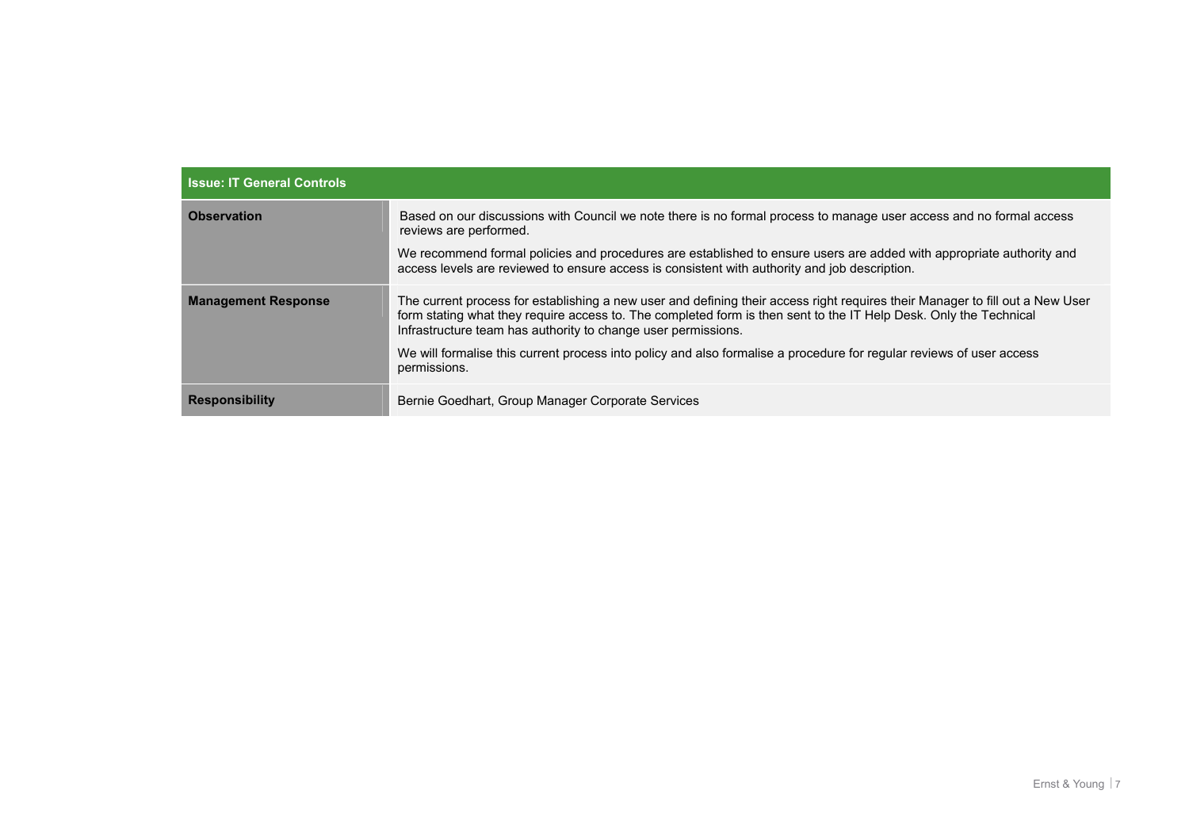| Issue: IT General Controls | |
|---|---|
| **Observation** | Based on our discussions with Council we note there is no formal process to manage user access and no formal access reviews are performed.<br><br>We recommend formal policies and procedures are established to ensure users are added with appropriate authority and access levels are reviewed to ensure access is consistent with authority and job description. |
| **Management Response** | The current process for establishing a new user and defining their access right requires their Manager to fill out a New User form stating what they require access to. The completed form is then sent to the IT Help Desk. Only the Technical Infrastructure team has authority to change user permissions.<br><br>We will formalise this current process into policy and also formalise a procedure for regular reviews of user access permissions. |
| **Responsibility** | Bernie Goedhart, Group Manager Corporate Services |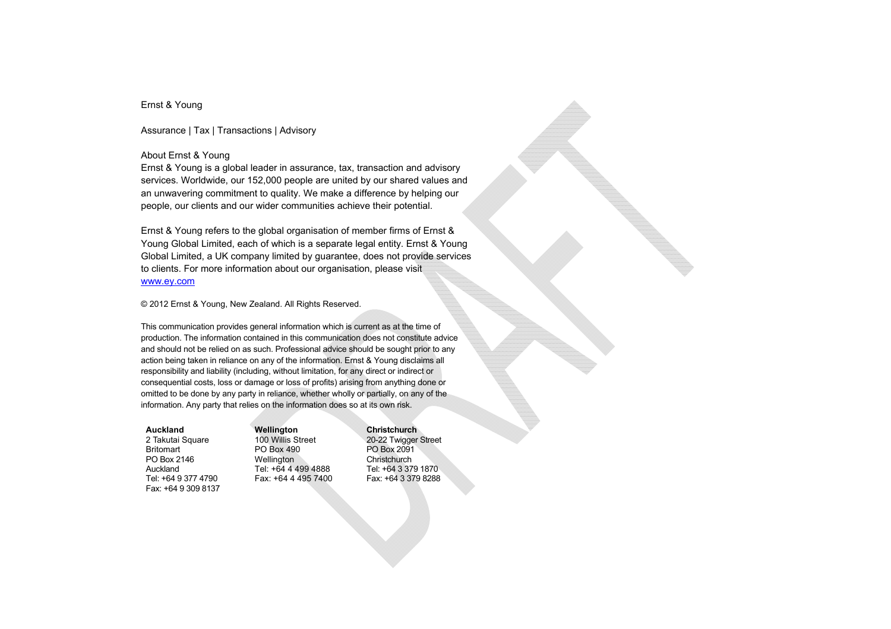Ernst & Young

Assurance | Tax | Transactions | Advisory

About Ernst & Young

Ernst & Young is a global leader in assurance, tax, transaction and advisory services. Worldwide, our 152,000 people are united by our shared values and an unwavering commitment to quality. We make a difference by helping our people, our clients and our wider communities achieve their potential.

Ernst & Young refers to the global organisation of member firms of Ernst & Young Global Limited, each of which is a separate legal entity. Ernst & Young Global Limited, a UK company limited by guarantee, does not provide services to clients. For more information about our organisation, please visit [www.ey.com](http://www.ey.com)

© 2012 Ernst & Young, New Zealand. All Rights Reserved.

This communication provides general information which is current as at the time of production. The information contained in this communication does not constitute advice and should not be relied on as such. Professional advice should be sought prior to any action being taken in reliance on any of the information. Ernst & Young disclaims all responsibility and liability (including, without limitation, for any direct or indirect or consequential costs, loss or damage or loss of profits) arising from anything done or omitted to be done by any party in reliance, whether wholly or partially, on any of the information. Any party that relies on the information does so at its own risk.

**Auckland**
2 Takutai Square
Britomart
PO Box 2146
Auckland
Tel: +64 9 377 4790
Fax: +64 9 309 8137

**Wellington**
100 Willis Street
PO Box 490
Wellington
Tel: +64 4 499 4888
Fax: +64 4 495 7400

**Christchurch**
20-22 Twigger Street
PO Box 2091
Christchurch
Tel: +64 3 379 1870
Fax: +64 3 379 8288

DRAFT